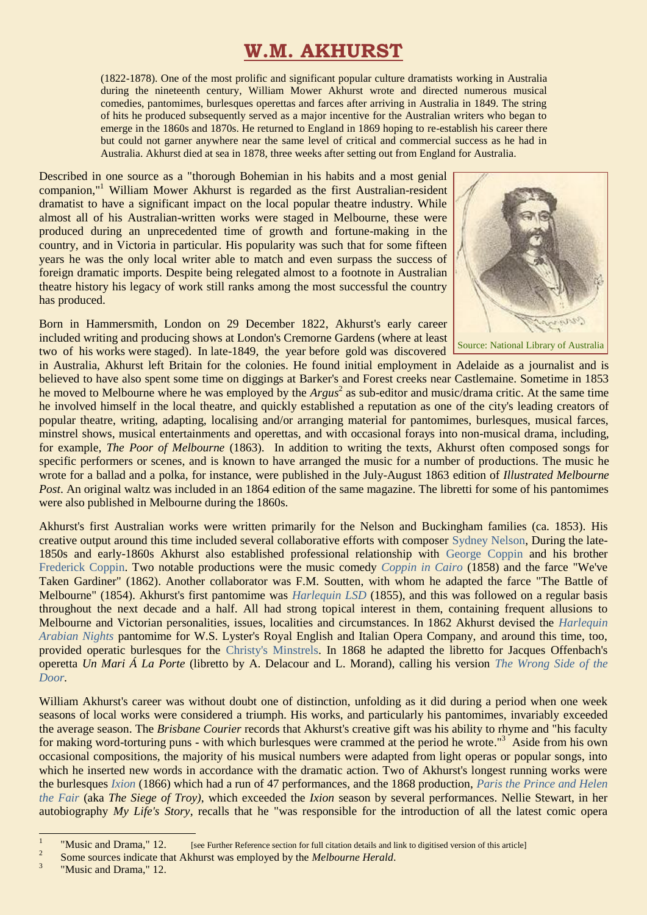# W.M. AKHURST

(1822-1878). One of the most prolific and significant popular culture dramatists working in Australia during the nineteenth century, William Mower Akhurst wrote and directed numerous musical comedies, pantomimes, burlesques operettas and farces after arriving in Australia in 1849. The string of hits he produced subsequently served as a major incentive for the Australian writers who began to emerge in the 1860s and 1870s. He returned to England in 1869 hoping to re-establish his career there but could not garner anywhere near the same level of critical and commercial success as he had in Australia. Akhurst died at sea in 1878, three weeks after setting out from England for Australia.

Described in one source as a "thorough Bohemian in his habits and a most genial companion,"[1] William Mower Akhurst is regarded as the first Australian-resident dramatist to have a significant impact on the local popular theatre industry. While almost all of his Australian-written works were staged in Melbourne, these were produced during an unprecedented time of growth and fortune-making in the country, and in Victoria in particular. His popularity was such that for some fifteen years he was the only local writer able to match and even surpass the success of foreign dramatic imports. Despite being relegated almost to a footnote in Australian theatre history his legacy of work still ranks among the most successful the country has produced.

Source: National Library of Australia

Born in Hammersmith, London on 29 December 1822, Akhurst's early career included writing and producing shows at London's Cremorne Gardens (where at least two of his works were staged). In late-1849, the year before gold was discovered in Australia, Akhurst left Britain for the colonies. He found initial employment in Adelaide as a journalist and is believed to have also spent some time on diggings at Barker's and Forest creeks near Castlemaine. Sometime in 1853 he moved to Melbourne where he was employed by the *Argus*[2] as sub-editor and music/drama critic. At the same time he involved himself in the local theatre, and quickly established a reputation as one of the city's leading creators of popular theatre, writing, adapting, localising and/or arranging material for pantomimes, burlesques, musical farces, minstrel shows, musical entertainments and operettas, and with occasional forays into non-musical drama, including, for example, *The Poor of Melbourne* (1863). In addition to writing the texts, Akhurst often composed songs for specific performers or scenes, and is known to have arranged the music for a number of productions. The music he wrote for a ballad and a polka, for instance, were published in the July-August 1863 edition of *Illustrated Melbourne Post*. An original waltz was included in an 1864 edition of the same magazine. The libretti for some of his pantomimes were also published in Melbourne during the 1860s.

Akhurst's first Australian works were written primarily for the Nelson and Buckingham families (ca. 1853). His creative output around this time included several collaborative efforts with composer Sydney Nelson, During the late-1850s and early-1860s Akhurst also established professional relationship with George Coppin and his brother Frederick Coppin. Two notable productions were the music comedy *Coppin in Cairo* (1858) and the farce "We've Taken Gardiner" (1862). Another collaborator was F.M. Soutten, with whom he adapted the farce "The Battle of Melbourne" (1854). Akhurst's first pantomime was *Harlequin LSD* (1855), and this was followed on a regular basis throughout the next decade and a half. All had strong topical interest in them, containing frequent allusions to Melbourne and Victorian personalities, issues, localities and circumstances. In 1862 Akhurst devised the *Harlequin Arabian Nights* pantomime for W.S. Lyster's Royal English and Italian Opera Company, and around this time, too, provided operatic burlesques for the Christy's Minstrels. In 1868 he adapted the libretto for Jacques Offenbach's operetta *Un Mari Á La Porte* (libretto by A. Delacour and L. Morand), calling his version *The Wrong Side of the Door*.

William Akhurst's career was without doubt one of distinction, unfolding as it did during a period when one week seasons of local works were considered a triumph. His works, and particularly his pantomimes, invariably exceeded the average season. The *Brisbane Courier* records that Akhurst's creative gift was his ability to rhyme and "his faculty for making word-torturing puns - with which burlesques were crammed at the period he wrote."[3] Aside from his own occasional compositions, the majority of his musical numbers were adapted from light operas or popular songs, into which he inserted new words in accordance with the dramatic action. Two of Akhurst's longest running works were the burlesques *Ixion* (1866) which had a run of 47 performances, and the 1868 production, *Paris the Prince and Helen the Fair* (aka *The Siege of Troy)*, which exceeded the *Ixion* season by several performances. Nellie Stewart, in her autobiography *My Life's Story*, recalls that he "was responsible for the introduction of all the latest comic opera

---

[1] "Music and Drama," 12. [see Further Reference section for full citation details and link to digitised version of this article]

[2] Some sources indicate that Akhurst was employed by the *Melbourne Herald*.

[3] "Music and Drama," 12.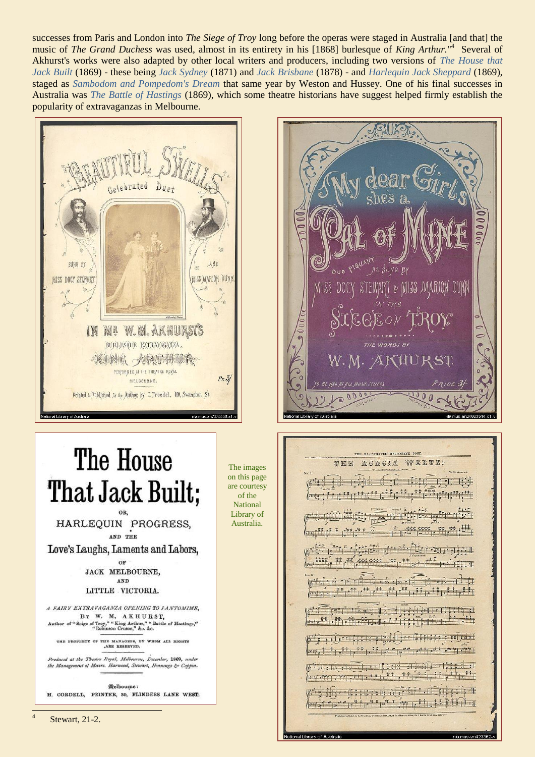successes from Paris and London into *The Siege of Troy* long before the operas were staged in Australia [and that] the music of *The Grand Duchess* was used, almost in its entirety in his [1868] burlesque of *King Arthur.*"[4] Several of Akhurst's works were also adapted by other local writers and producers, including two versions of *The House that Jack Built* (1869) - these being *Jack Sydney* (1871) and *Jack Brisbane* (1878) - and *Harlequin Jack Sheppard* (1869), staged as *Sambodom and Pompedom's Dream* that same year by Weston and Hussey. One of his final successes in Australia was *The Battle of Hastings* (1869), which some theatre historians have suggest helped firmly establish the popularity of extravaganzas in Melbourne.

The images on this page are courtesy of the National Library of Australia.

[4] Stewart, 21-2.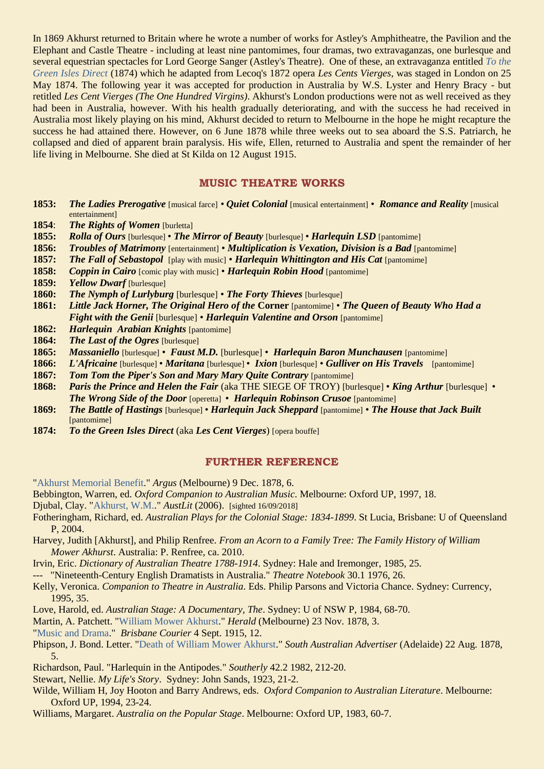In 1869 Akhurst returned to Britain where he wrote a number of works for Astley's Amphitheatre, the Pavilion and the Elephant and Castle Theatre - including at least nine pantomimes, four dramas, two extravaganzas, one burlesque and several equestrian spectacles for Lord George Sanger (Astley's Theatre). One of these, an extravaganza entitled *To the Green Isles Direct* (1874) which he adapted from Lecoq's 1872 opera *Les Cents Vierges*, was staged in London on 25 May 1874. The following year it was accepted for production in Australia by W.S. Lyster and Henry Bracy - but retitled *Les Cent Vierges (The One Hundred Virgins)*. Akhurst's London productions were not as well received as they had been in Australia, however. With his health gradually deteriorating, and with the success he had received in Australia most likely playing on his mind, Akhurst decided to return to Melbourne in the hope he might recapture the success he had attained there. However, on 6 June 1878 while three weeks out to sea aboard the S.S. Patriarch, he collapsed and died of apparent brain paralysis. His wife, Ellen, returned to Australia and spent the remainder of her life living in Melbourne. She died at St Kilda on 12 August 1915.

## MUSIC THEATRE WORKS

**1853:** ***The Ladies Prerogative*** [musical farce] • ***Quiet Colonial*** [musical entertainment] • ***Romance and Reality*** [musical entertainment]
**1854**: ***The Rights of Women*** [burletta]
**1855:** ***Rolla of Ours*** [burlesque] • ***The Mirror of Beauty*** [burlesque] • ***Harlequin LSD*** [pantomime]
**1856:** ***Troubles of Matrimony*** [entertainment] • ***Multiplication is Vexation, Division is a Bad*** [pantomime]
**1857:** ***The Fall of Sebastopol*** [play with music] • ***Harlequin Whittington and His Cat*** [pantomime]
**1858:** ***Coppin in Cairo*** [comic play with music] • ***Harlequin Robin Hood*** [pantomime]
**1859:** ***Yellow Dwarf*** [burlesque]
**1860:** ***The Nymph of Lurlyburg*** [burlesque] • ***The Forty Thieves*** [burlesque]
**1861:** ***Little Jack Horner, The Original Hero of the*** **Corner** [pantomime] • ***The Queen of Beauty Who Had a Fight with the Genii*** [burlesque] • ***Harlequin Valentine and Orson*** [pantomime]
**1862:** ***Harlequin Arabian Knights*** [pantomime]
**1864:** ***The Last of the Ogres*** [burlesque]
**1865:** ***Massaniello*** [burlesque] • ***Faust M.D.*** [burlesque] • ***Harlequin Baron Munchausen*** [pantomime]
**1866:** ***L'Africaine*** [burlesque] • ***Maritana*** [burlesque] • ***Ixion*** [burlesque] • ***Gulliver on His Travels*** [pantomime]
**1867:** ***Tom Tom the Piper's Son and Mary Mary Quite Contrary*** [pantomime]
**1868:** ***Paris the Prince and Helen the Fair*** (aka THE SIEGE OF TROY) [burlesque] • ***King Arthur*** [burlesque] • ***The Wrong Side of the Door*** [operetta] • ***Harlequin Robinson Crusoe*** [pantomime]
**1869:** ***The Battle of Hastings*** [burlesque] • ***Harlequin Jack Sheppard*** [pantomime] • ***The House that Jack Built*** [pantomime]
**1874:** ***To the Green Isles Direct*** (aka ***Les Cent Vierges***) [opera bouffe]

## FURTHER REFERENCE

"Akhurst Memorial Benefit." *Argus* (Melbourne) 9 Dec. 1878, 6.
Bebbington, Warren, ed. *Oxford Companion to Australian Music*. Melbourne: Oxford UP, 1997, 18.
Djubal, Clay. "Akhurst, W.M.." *AustLit* (2006). [sighted 16/09/2018]
Fotheringham, Richard, ed. *Australian Plays for the Colonial Stage: 1834-1899*. St Lucia, Brisbane: U of Queensland P, 2004.
Harvey, Judith [Akhurst], and Philip Renfree. *From an Acorn to a Family Tree: The Family History of William Mower Akhurst*. Australia: P. Renfree, ca. 2010.
Irvin, Eric. *Dictionary of Australian Theatre 1788-1914*. Sydney: Hale and Iremonger, 1985, 25.
--- "Nineteenth-Century English Dramatists in Australia." *Theatre Notebook* 30.1 1976, 26.
Kelly, Veronica. *Companion to Theatre in Australia*. Eds. Philip Parsons and Victoria Chance. Sydney: Currency, 1995, 35.
Love, Harold, ed. *Australian Stage: A Documentary, The*. Sydney: U of NSW P, 1984, 68-70.
Martin, A. Patchett. "William Mower Akhurst." *Herald* (Melbourne) 23 Nov. 1878, 3.
"Music and Drama." *Brisbane Courier* 4 Sept. 1915, 12.
Phipson, J. Bond. Letter. "Death of William Mower Akhurst." *South Australian Advertiser* (Adelaide) 22 Aug. 1878, 5.
Richardson, Paul. "Harlequin in the Antipodes." *Southerly* 42.2 1982, 212-20.
Stewart, Nellie. *My Life's Story*. Sydney: John Sands, 1923, 21-2.
Wilde, William H, Joy Hooton and Barry Andrews, eds. *Oxford Companion to Australian Literature*. Melbourne: Oxford UP, 1994, 23-24.
Williams, Margaret. *Australia on the Popular Stage*. Melbourne: Oxford UP, 1983, 60-7.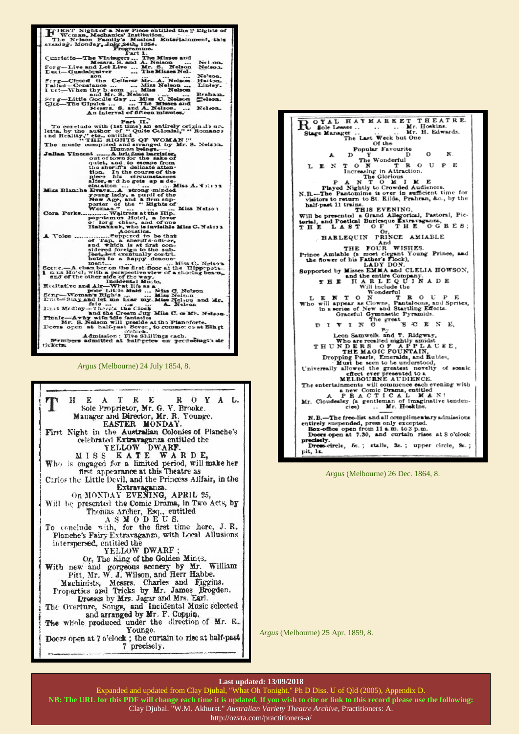FIRST Night of a New Piece entitled the "Rights of Woman, Mechanics' Institution.
The Nelson Family's Musical Entertainment, this evening. Monday, July 24th, 1854.
Programme.
Part I.

Quartette—The Vintagers ... The Misses and Messrs. S. and A. Nelson ... Nelson.
Song—Live and Let Live ... Mr. S. Nelson Nelson.
Duet—Guadalquiver ... The Misses Nelson ... Nelson.
Song—Cimon the Cellarer Mr. A. Nelson Hatton.
Ballad—Constance ... ... Miss Nelson ... Linley.
Duet—When thy bosom ... Miss Nelson and Mr. S. Nelson ... ... Braham.
Song—Little Goodie Gay ... Miss C. Nelson Nelson.
Glee—The Gipsies ... ... The Misses and Messrs. S. and A. Nelson. ... Nelson.
An interval of fifteen minutes.

Part II.
To conclude with (1st time) an entirely original operetta, by the author of "Quite Colonial," "Romance and Reality," etc., entitled
"THE RIGHTS OF WOMAN!"
The music composed and arranged by Mr. S. Nelson.
Human beings.—

Julian Vincent ......A briefless barrister, out of town for the sake of quiet, and to escape from the sheriff's delicate attention. In the course of the piece his circumstances alter, and he gets up a declaration ... ... ... Miss A. Nelson
Miss Blanche Evans...A strong-minded young lady, a pupil of the New Age, and a firm supporter of the "Rights of Woman." ... ... ... Miss Nelson
Cora Perks............Waitress at the Hippopotamus Hotel, a lover of long chins, and of one Habakkuk, who is invisible Miss C. Nelson
Acoustics.
A Voice ...............Supposed to be that of Tap, a sheriff's-officer, and which is at first considered foreign to the subject, but eventually contributes to a happy denouement... ... ... ... Miss C. Nelson

Scene.—A chamber on the first-floor at the Hippopotamus Hotel, with a perspective view of a shooting beam, and of the other side of the way.
Incidental Music.
Recitative and Air—What life as a poor Little Maid ... Miss C. Nelson
Song—Woman's Rights ... ... Miss Nelson
Duet—Stay and let me Ear my... Miss Nelson and Mr. A. Nelson
Duet Medley—There's the Clock ... ... and the Cream Jug Miss C. or Mr. Nelson.
Finale—Away with idle fantasies
Mr. S. Nelson will preside at the Pianoforte.
Doors open at half-past Seven, to commence at Eight o'clock.
Admission: Five Shillings each.
Members admitted at half-price on producing their tickets.

*Argus* (Melbourne) 24 July 1854, 8.

THEATRE ROYAL.
Sole Proprietor, Mr. G. V. Brooke.
Manager and Director, Mr. R. Younge.
EASTER MONDAY.
First Night in the Australian Colonies of Planche's celebrated Extravaganza entitled the
YELLOW DWARF.
MISS KATE WARDE,
Who is engaged for a limited period, will make her first appearance at this Theatre as
Carlos the Little Devil, and the Princess Allfair, in the Extravaganza.
On MONDAY EVENING, APRIL 25,
Will be presented the Comic Drama, in Two Acts, by Thomas Archer, Esq., entitled
ASMODEUS.
To conclude with, for the first time here, J. R. Planche's Fairy Extravaganza, with Local Allusions interspersed, entitled the
YELLOW DWARF;
Or, The King of the Golden Mines.
With new and gorgeous scenery by Mr. William Pitt, Mr. W. J. Wilson, and Herr Habbe.
Machinists, Messrs. Charles and Figgins.
Properties and Tricks by Mr. James Brogden.
Dresses by Mrs. Jagar and Mrs. Earl.
The Overture, Songs, and Incidental Music selected and arranged by Mr. F. Coppin.
The whole produced under the direction of Mr. R. Younge.
Doors open at 7 o'clock; the curtain to rise at half-past 7 precisely.

*Argus* (Melbourne) 25 Apr. 1859, 8.

ROYAL HAYMARKET THEATRE.
Sole Lessee .. .. .. Mr. Hoskins.
Stage Manager .. .. .. Mr. H. Edwards.
The Last Week but One
Of the
Popular Favourite
ADY DON K.
The Wonderful
LENTON TROUPE
Increasing in Attraction.
The Glorious
PANTOMIME
Played Nightly to Crowded Audiences.
N.B.—The Pantomime is over in sufficient time for visitors to return to St. Kilda, Prahran, &c., by the half-past 11 trains.
THIS EVENING,
Will be presented a Grand Allegorical, Pastoral, Pictorial, and Poetical Burlesque Extravaganza,
THE LAST OF THE OGRES;
Or,
HARLEQUIN PRINCE AMIABLE
And
THE FOUR WISHES.
Prince Amiable (a most elegant Young Prince, and the flower of his Father's Flock),
LADY DON.
Supported by Misses EMMA and CLELIA HOWSON, and the entire Company.
THE HARLEQUINADE
Will include the
Wonderful
LENTON TROUPE
Who will appear as Clowns, Pantaloons, and Sprites, in a series of New and Startling Effects.
Graceful Gymnastic Pyramids.
The great
DIVING SCENE,
By
Leon Samwells and T. Ridgway,
Who are recalled nightly amidst
THUNDERS OF APPLAUSE,
THE MAGIC FOUNTAIN,
Dropping Pearls, Emeralds, and Rubies,
Must be seen to be understood,
Universally allowed the greatest novelty of scenic effect ever presented to a
MELBOURNE AUDIENCE.
The entertainments will commence each evening with a new Comic Drama, entitled
A PRACTICAL MAN!
Mr. Cloudesley (a gentleman of imaginative tendencies) .. Mr. Hoskins.

N.B.—The free-list and all complimentary admissions entirely suspended, press only excepted.
Box-office open from 11 a.m. to 3 p.m.
Doors open at 7.30, and curtain rises at 8 o'clock precisely.
Dress-circle, 5s.; stalls, 3s.; upper circle, 2s.; pit, 1s.

*Argus* (Melbourne) 26 Dec. 1864, 8.

**Last updated: 13/09/2018**
Expanded and updated from Clay Djubal, "What Oh Tonight." Ph D Diss. U of Qld (2005), Appendix D.
**NB: The URL for this PDF will change each time it is updated. If you wish to cite or link to this record please use the following:**
Clay Djubal. "W.M. Akhurst." *Australian Variety Theatre Archive,* Practitioners: A.
http://ozvta.com/practitioners-a/